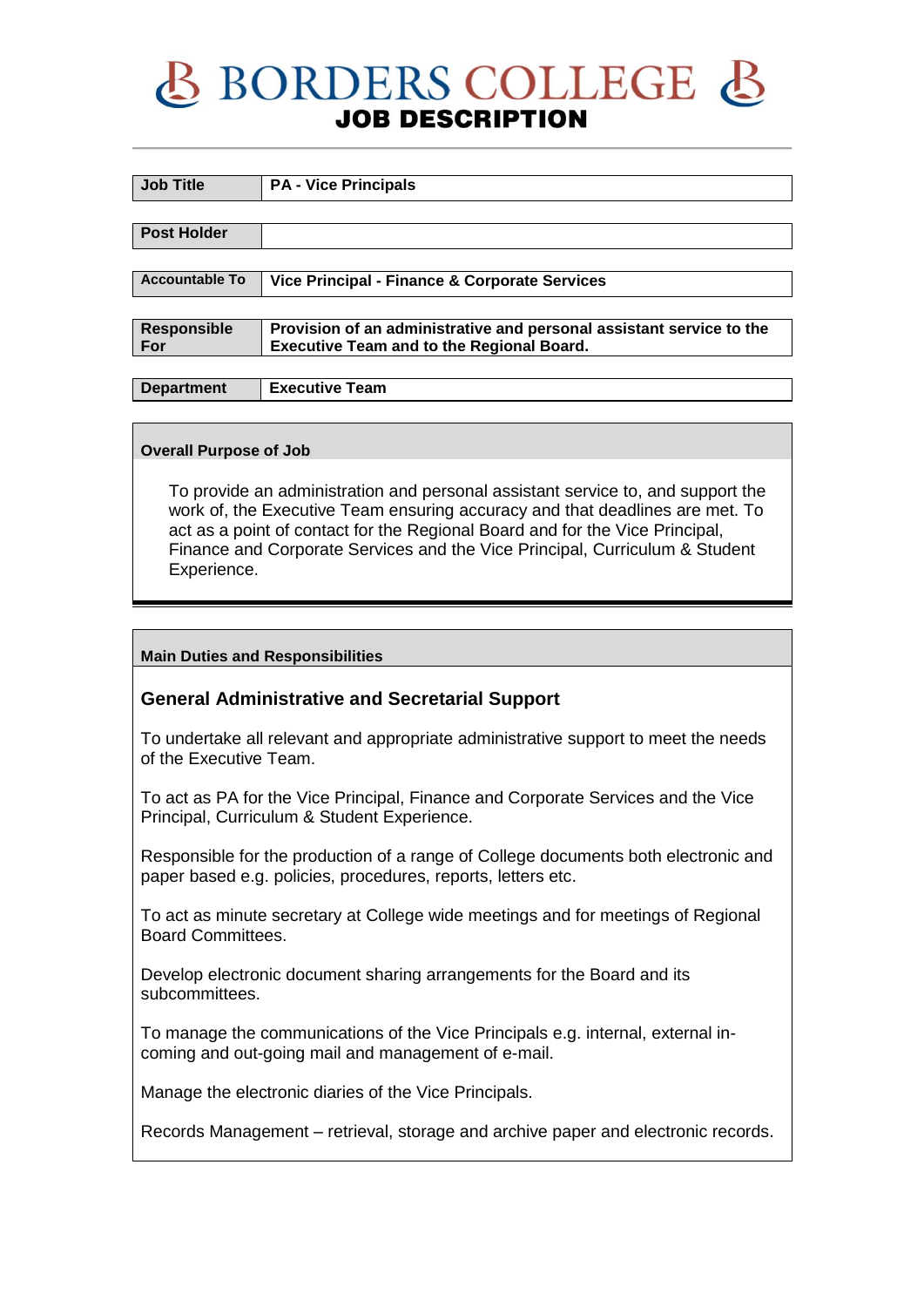# BORDERS COLLEGE

## JOB DESCRIPTION

| | |
|---|---|
| **Job Title** | **PA - Vice Principals** |
| **Post Holder** | |
| **Accountable To** | **Vice Principal - Finance & Corporate Services** |
| **Responsible For** | **Provision of an administrative and personal assistant service to the Executive Team and to the Regional Board.** |
| **Department** | **Executive Team** |

**Overall Purpose of Job**

To provide an administration and personal assistant service to, and support the work of, the Executive Team ensuring accuracy and that deadlines are met. To act as a point of contact for the Regional Board and for the Vice Principal, Finance and Corporate Services and the Vice Principal, Curriculum & Student Experience.

**Main Duties and Responsibilities**

### General Administrative and Secretarial Support

To undertake all relevant and appropriate administrative support to meet the needs of the Executive Team.

To act as PA for the Vice Principal, Finance and Corporate Services and the Vice Principal, Curriculum & Student Experience.

Responsible for the production of a range of College documents both electronic and paper based e.g. policies, procedures, reports, letters etc.

To act as minute secretary at College wide meetings and for meetings of Regional Board Committees.

Develop electronic document sharing arrangements for the Board and its subcommittees.

To manage the communications of the Vice Principals e.g. internal, external in-coming and out-going mail and management of e-mail.

Manage the electronic diaries of the Vice Principals.

Records Management – retrieval, storage and archive paper and electronic records.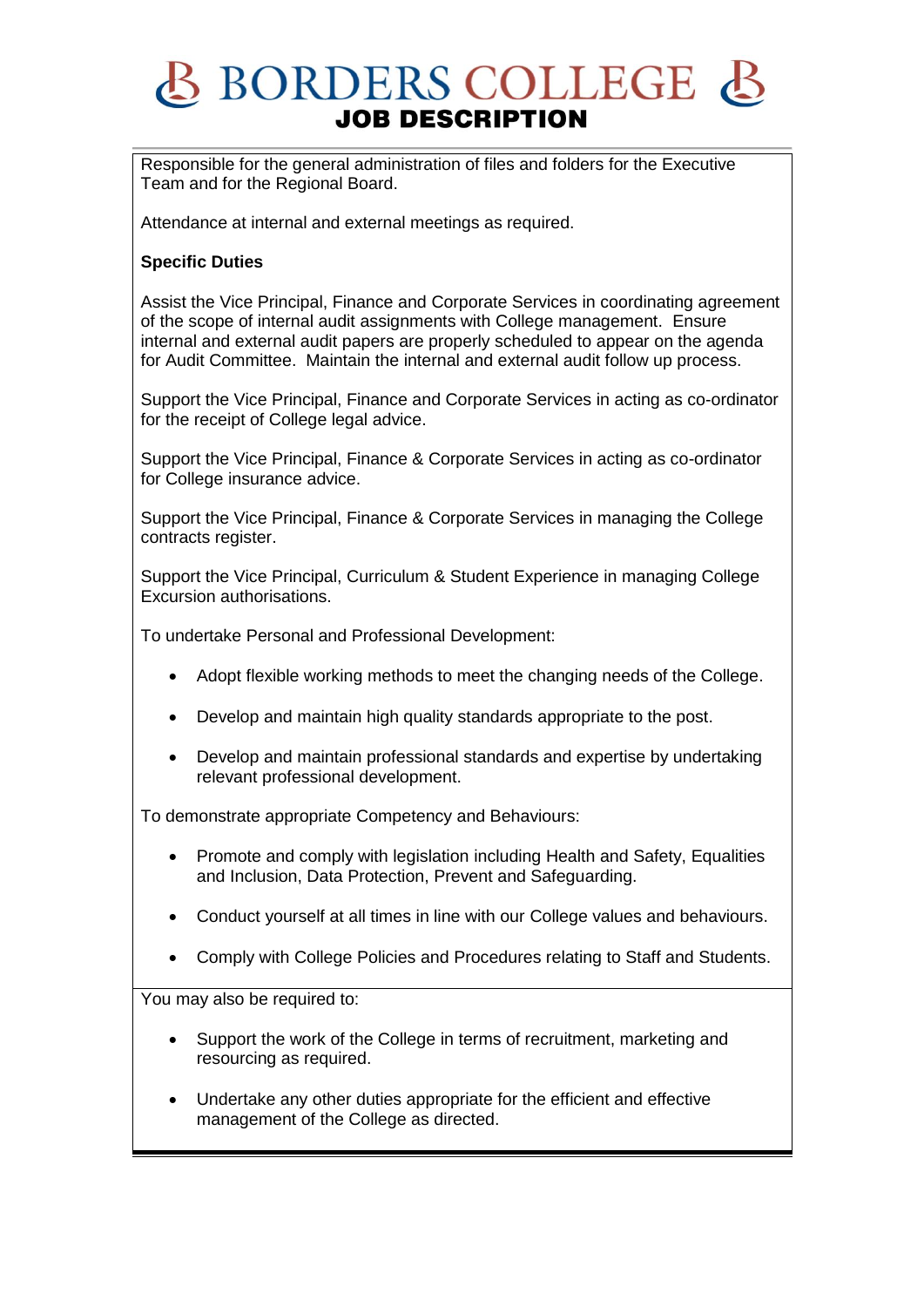# BORDERS COLLEGE

## JOB DESCRIPTION

Responsible for the general administration of files and folders for the Executive Team and for the Regional Board.

Attendance at internal and external meetings as required.

**Specific Duties**

Assist the Vice Principal, Finance and Corporate Services in coordinating agreement of the scope of internal audit assignments with College management. Ensure internal and external audit papers are properly scheduled to appear on the agenda for Audit Committee. Maintain the internal and external audit follow up process.

Support the Vice Principal, Finance and Corporate Services in acting as co-ordinator for the receipt of College legal advice.

Support the Vice Principal, Finance & Corporate Services in acting as co-ordinator for College insurance advice.

Support the Vice Principal, Finance & Corporate Services in managing the College contracts register.

Support the Vice Principal, Curriculum & Student Experience in managing College Excursion authorisations.

To undertake Personal and Professional Development:

- Adopt flexible working methods to meet the changing needs of the College.
- Develop and maintain high quality standards appropriate to the post.
- Develop and maintain professional standards and expertise by undertaking relevant professional development.

To demonstrate appropriate Competency and Behaviours:

- Promote and comply with legislation including Health and Safety, Equalities and Inclusion, Data Protection, Prevent and Safeguarding.
- Conduct yourself at all times in line with our College values and behaviours.
- Comply with College Policies and Procedures relating to Staff and Students.

You may also be required to:

- Support the work of the College in terms of recruitment, marketing and resourcing as required.
- Undertake any other duties appropriate for the efficient and effective management of the College as directed.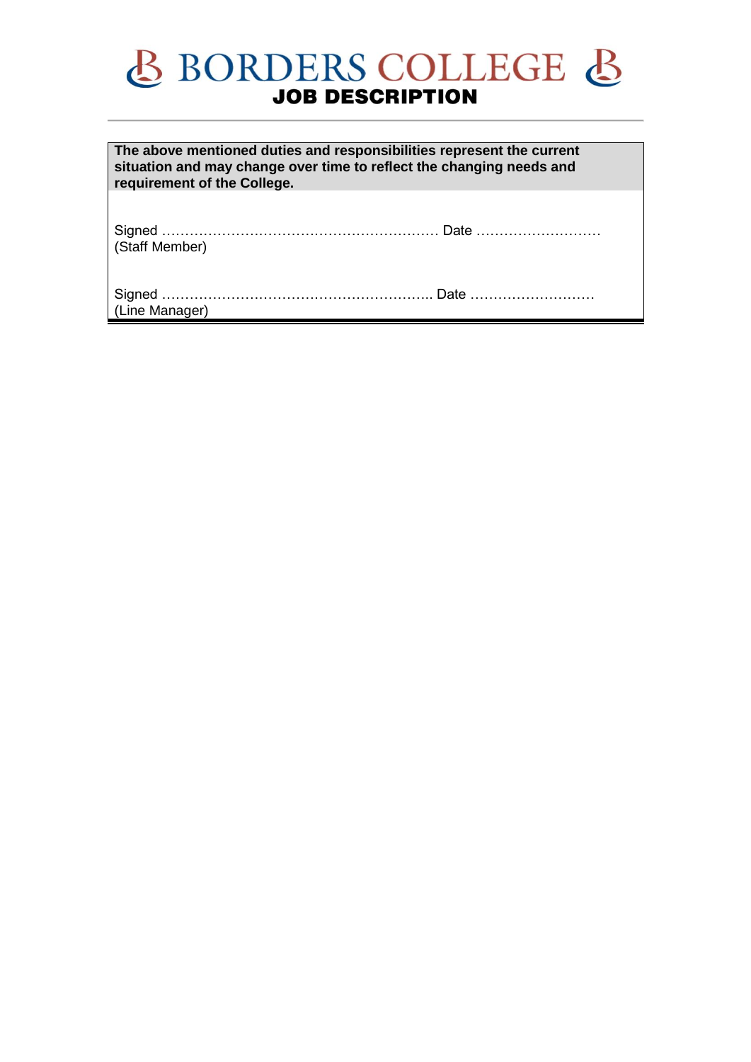**The above mentioned duties and responsibilities represent the current situation and may change over time to reflect the changing needs and requirement of the College.**

Signed …………………………………………………… Date ………………………
(Staff Member)

Signed ………………………………………………….. Date ………………………
(Line Manager)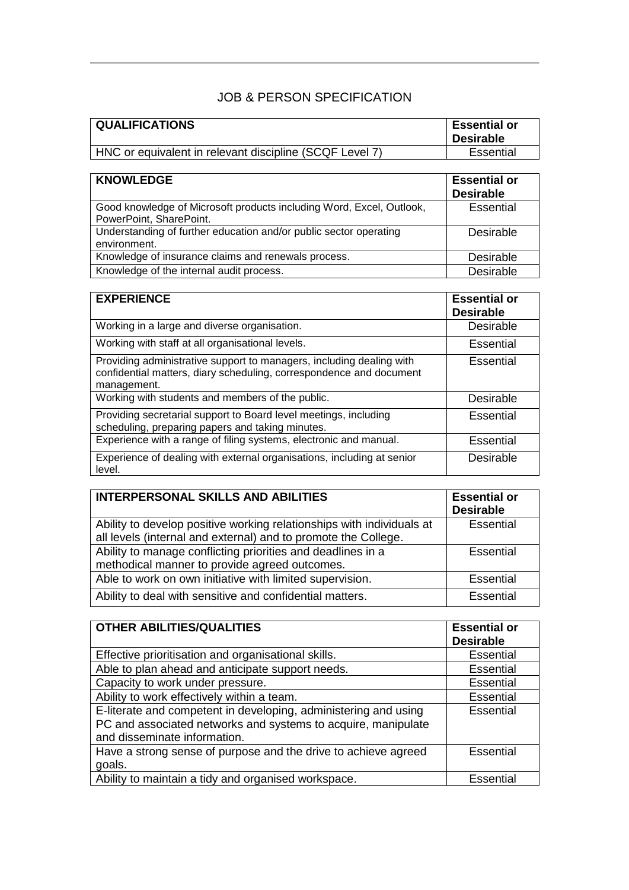## JOB & PERSON SPECIFICATION

| **QUALIFICATIONS** | **Essential or Desirable** |
|---|---|
| HNC or equivalent in relevant discipline (SCQF Level 7) | Essential |

| **KNOWLEDGE** | **Essential or Desirable** |
|---|---|
| Good knowledge of Microsoft products including Word, Excel, Outlook, PowerPoint, SharePoint. | Essential |
| Understanding of further education and/or public sector operating environment. | Desirable |
| Knowledge of insurance claims and renewals process. | Desirable |
| Knowledge of the internal audit process. | Desirable |

| **EXPERIENCE** | **Essential or Desirable** |
|---|---|
| Working in a large and diverse organisation. | Desirable |
| Working with staff at all organisational levels. | Essential |
| Providing administrative support to managers, including dealing with confidential matters, diary scheduling, correspondence and document management. | Essential |
| Working with students and members of the public. | Desirable |
| Providing secretarial support to Board level meetings, including scheduling, preparing papers and taking minutes. | Essential |
| Experience with a range of filing systems, electronic and manual. | Essential |
| Experience of dealing with external organisations, including at senior level. | Desirable |

| **INTERPERSONAL SKILLS AND ABILITIES** | **Essential or Desirable** |
|---|---|
| Ability to develop positive working relationships with individuals at all levels (internal and external) and to promote the College. | Essential |
| Ability to manage conflicting priorities and deadlines in a methodical manner to provide agreed outcomes. | Essential |
| Able to work on own initiative with limited supervision. | Essential |
| Ability to deal with sensitive and confidential matters. | Essential |

| **OTHER ABILITIES/QUALITIES** | **Essential or Desirable** |
|---|---|
| Effective prioritisation and organisational skills. | Essential |
| Able to plan ahead and anticipate support needs. | Essential |
| Capacity to work under pressure. | Essential |
| Ability to work effectively within a team. | Essential |
| E-literate and competent in developing, administering and using PC and associated networks and systems to acquire, manipulate and disseminate information. | Essential |
| Have a strong sense of purpose and the drive to achieve agreed goals. | Essential |
| Ability to maintain a tidy and organised workspace. | Essential |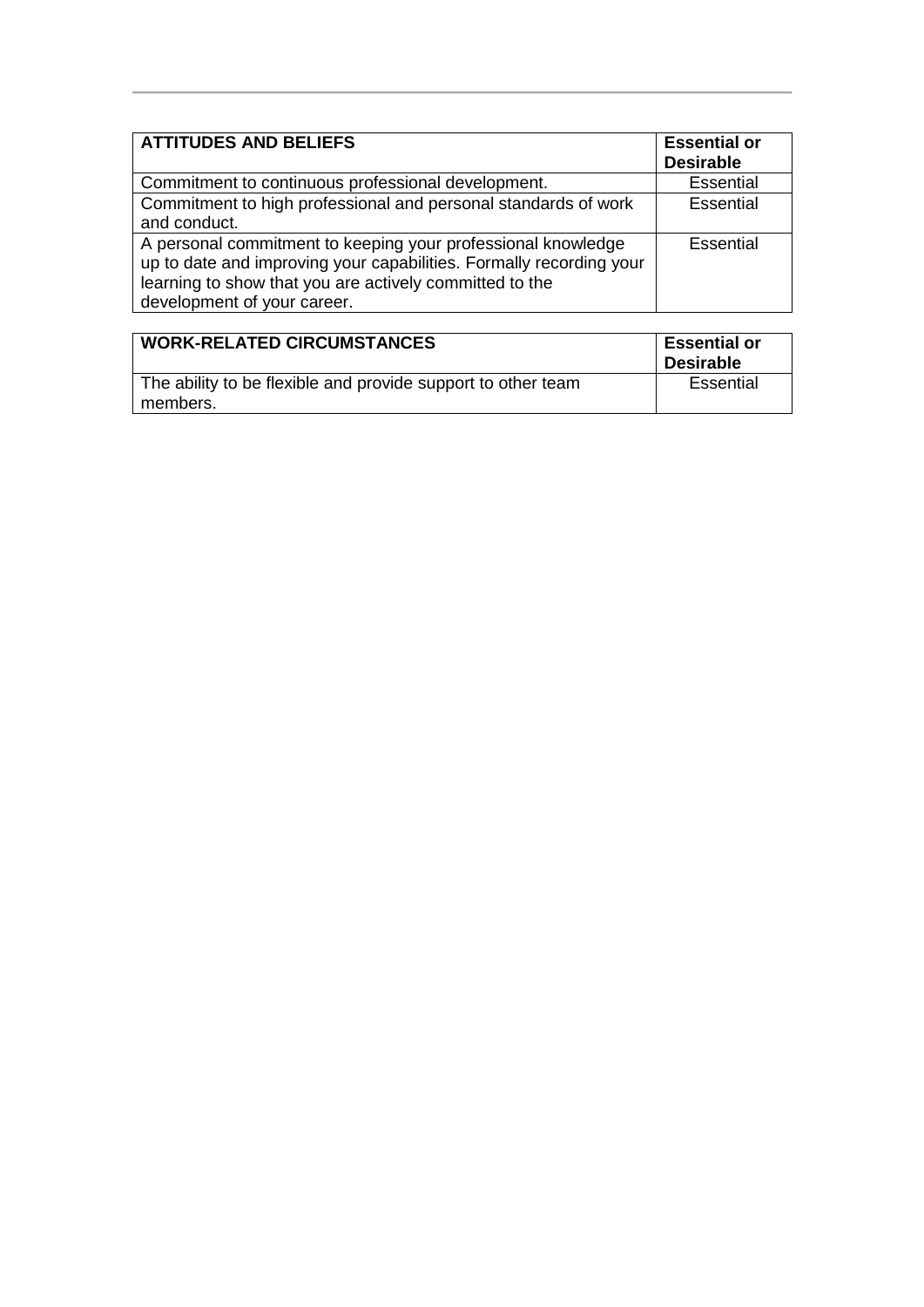| ATTITUDES AND BELIEFS | Essential or Desirable |
|---|---|
| Commitment to continuous professional development. | Essential |
| Commitment to high professional and personal standards of work and conduct. | Essential |
| A personal commitment to keeping your professional knowledge up to date and improving your capabilities. Formally recording your learning to show that you are actively committed to the development of your career. | Essential |

| WORK-RELATED CIRCUMSTANCES | Essential or Desirable |
|---|---|
| The ability to be flexible and provide support to other team members. | Essential |